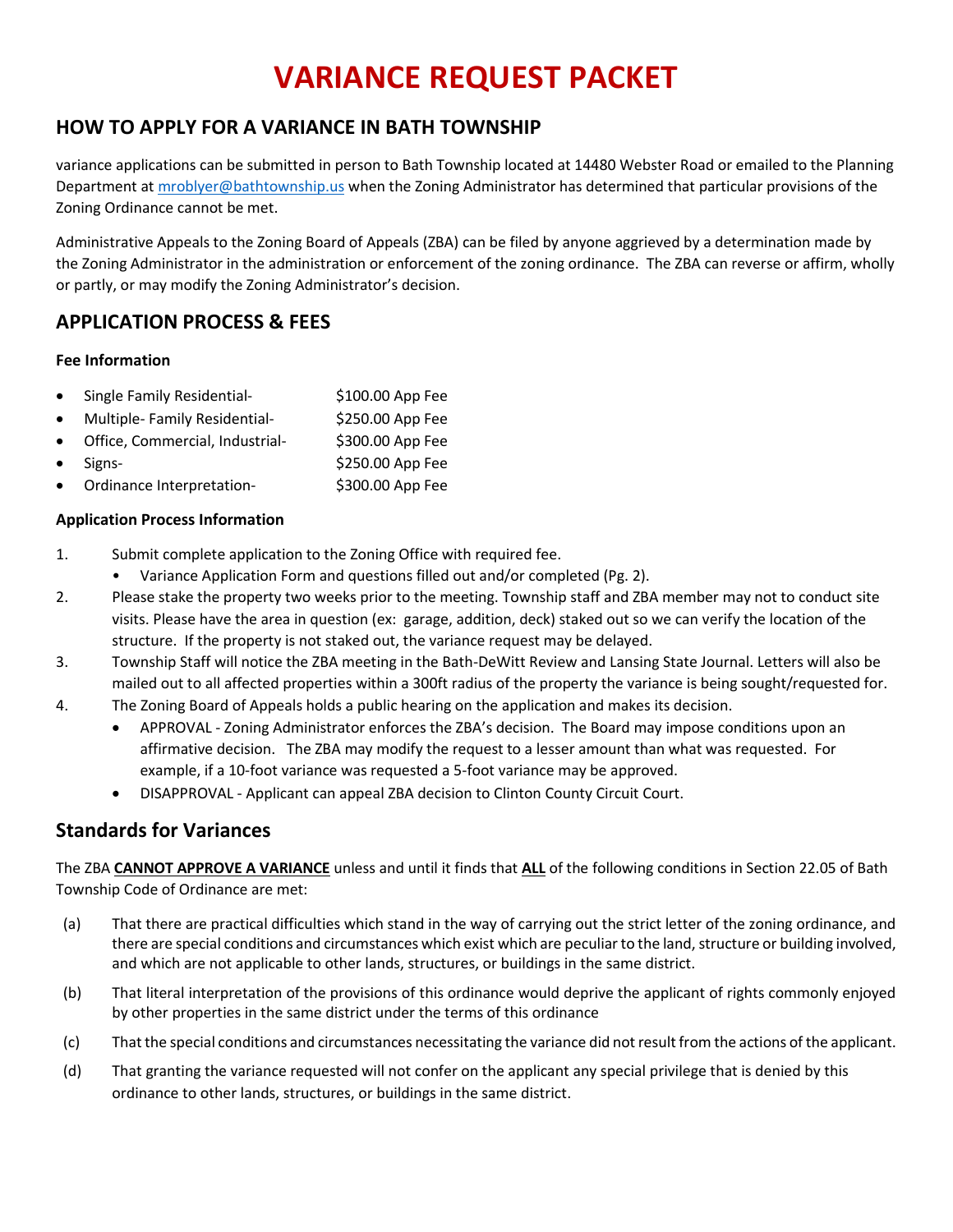# VARIANCE REQUEST PACKET

## HOW TO APPLY FOR A VARIANCE IN BATH TOWNSHIP

variance applications can be submitted in person to Bath Township located at 14480 Webster Road or emailed to the Planning Department at mroblyer@bathtownship.us when the Zoning Administrator has determined that particular provisions of the Zoning Ordinance cannot be met.

Administrative Appeals to the Zoning Board of Appeals (ZBA) can be filed by anyone aggrieved by a determination made by the Zoning Administrator in the administration or enforcement of the zoning ordinance. The ZBA can reverse or affirm, wholly or partly, or may modify the Zoning Administrator's decision.

## APPLICATION PROCESS & FEES

### Fee Information

- Single Family Residential- $100.00 App Fee
- Multiple- Family Residential- $250.00 App Fee
- Office, Commercial, Industrial- $300.00 App Fee
- Signs- $250.00 App Fee
- Ordinance Interpretation- $300.00 App Fee

### Application Process Information

1. Submit complete application to the Zoning Office with required fee.
   - Variance Application Form and questions filled out and/or completed (Pg. 2).
2. Please stake the property two weeks prior to the meeting. Township staff and ZBA member may not to conduct site visits. Please have the area in question (ex: garage, addition, deck) staked out so we can verify the location of the structure. If the property is not staked out, the variance request may be delayed.
3. Township Staff will notice the ZBA meeting in the Bath-DeWitt Review and Lansing State Journal. Letters will also be mailed out to all affected properties within a 300ft radius of the property the variance is being sought/requested for.
4. The Zoning Board of Appeals holds a public hearing on the application and makes its decision.
   - APPROVAL - Zoning Administrator enforces the ZBA's decision. The Board may impose conditions upon an affirmative decision. The ZBA may modify the request to a lesser amount than what was requested. For example, if a 10-foot variance was requested a 5-foot variance may be approved.
   - DISAPPROVAL - Applicant can appeal ZBA decision to Clinton County Circuit Court.

## Standards for Variances

The ZBA **CANNOT APPROVE A VARIANCE** unless and until it finds that **ALL** of the following conditions in Section 22.05 of Bath Township Code of Ordinance are met:

(a) That there are practical difficulties which stand in the way of carrying out the strict letter of the zoning ordinance, and there are special conditions and circumstances which exist which are peculiar to the land, structure or building involved, and which are not applicable to other lands, structures, or buildings in the same district.

(b) That literal interpretation of the provisions of this ordinance would deprive the applicant of rights commonly enjoyed by other properties in the same district under the terms of this ordinance

(c) That the special conditions and circumstances necessitating the variance did not result from the actions of the applicant.

(d) That granting the variance requested will not confer on the applicant any special privilege that is denied by this ordinance to other lands, structures, or buildings in the same district.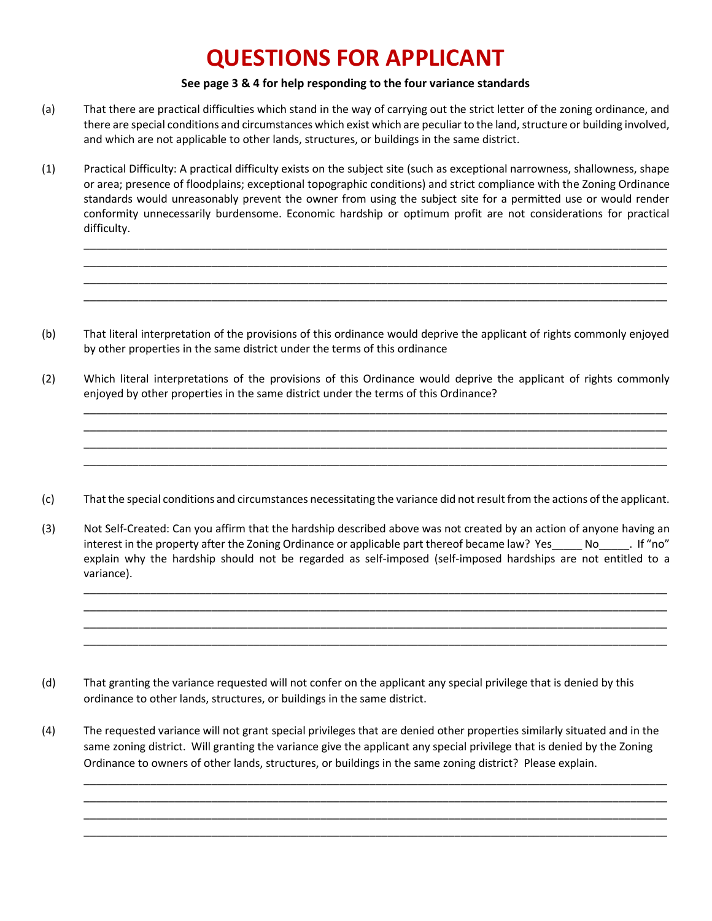# QUESTIONS FOR APPLICANT

**See page 3 & 4 for help responding to the four variance standards**

(a) That there are practical difficulties which stand in the way of carrying out the strict letter of the zoning ordinance, and there are special conditions and circumstances which exist which are peculiar to the land, structure or building involved, and which are not applicable to other lands, structures, or buildings in the same district.

(1) Practical Difficulty: A practical difficulty exists on the subject site (such as exceptional narrowness, shallowness, shape or area; presence of floodplains; exceptional topographic conditions) and strict compliance with the Zoning Ordinance standards would unreasonably prevent the owner from using the subject site for a permitted use or would render conformity unnecessarily burdensome. Economic hardship or optimum profit are not considerations for practical difficulty.

____________________________________________________________________________________________________

____________________________________________________________________________________________________

____________________________________________________________________________________________________

____________________________________________________________________________________________________

(b) That literal interpretation of the provisions of this ordinance would deprive the applicant of rights commonly enjoyed by other properties in the same district under the terms of this ordinance

(2) Which literal interpretations of the provisions of this Ordinance would deprive the applicant of rights commonly enjoyed by other properties in the same district under the terms of this Ordinance?

____________________________________________________________________________________________________

____________________________________________________________________________________________________

____________________________________________________________________________________________________

____________________________________________________________________________________________________

(c) That the special conditions and circumstances necessitating the variance did not result from the actions of the applicant.

(3) Not Self-Created: Can you affirm that the hardship described above was not created by an action of anyone having an interest in the property after the Zoning Ordinance or applicable part thereof became law? Yes_____ No_____. If "no" explain why the hardship should not be regarded as self-imposed (self-imposed hardships are not entitled to a variance).

____________________________________________________________________________________________________

____________________________________________________________________________________________________

____________________________________________________________________________________________________

____________________________________________________________________________________________________

(d) That granting the variance requested will not confer on the applicant any special privilege that is denied by this ordinance to other lands, structures, or buildings in the same district.

(4) The requested variance will not grant special privileges that are denied other properties similarly situated and in the same zoning district. Will granting the variance give the applicant any special privilege that is denied by the Zoning Ordinance to owners of other lands, structures, or buildings in the same zoning district? Please explain.

____________________________________________________________________________________________________

____________________________________________________________________________________________________

____________________________________________________________________________________________________

____________________________________________________________________________________________________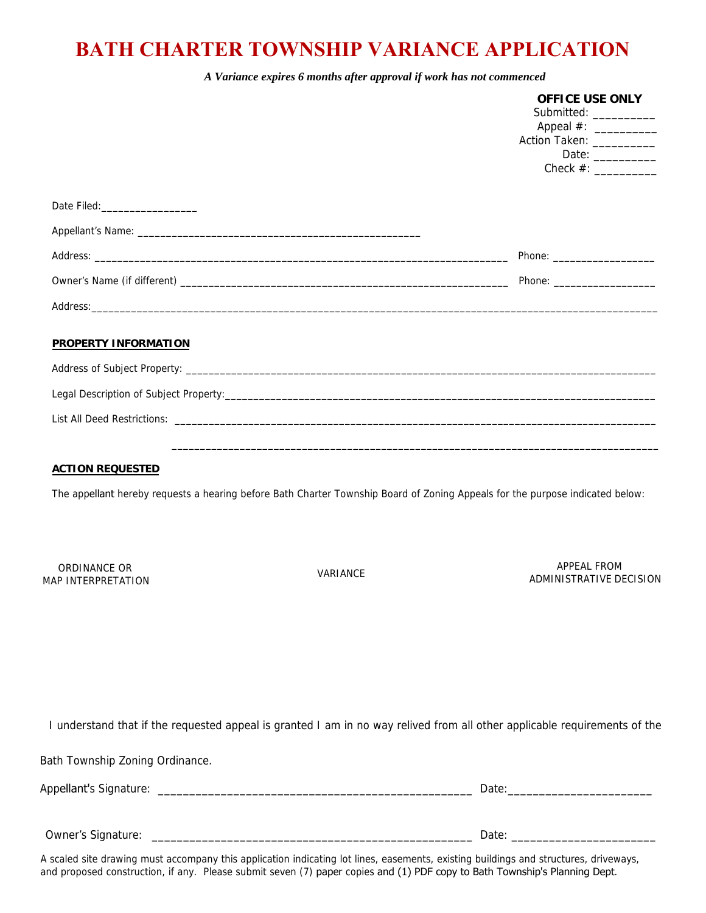# BATH CHARTER TOWNSHIP VARIANCE APPLICATION

***A Variance expires 6 months after approval if work has not commenced***

**OFFICE USE ONLY**
Submitted: __________
Appeal #: __________
Action Taken: __________
Date: __________
Check #: __________

Date Filed:_________________

Appellant's Name: ___________________________________________________

Address: ___________________________________________________________________________ Phone: __________________

Owner's Name (if different) ___________________________________________________________ Phone: __________________

Address:____________________________________________________________________________________________________

**PROPERTY INFORMATION**

Address of Subject Property: ___________________________________________________________________________________

Legal Description of Subject Property:___________________________________________________________________________

List All Deed Restrictions: _____________________________________________________________________________________

_____________________________________________________________________________________

**ACTION REQUESTED**

The appellant hereby requests a hearing before Bath Charter Township Board of Zoning Appeals for the purpose indicated below:

ORDINANCE OR MAP INTERPRETATION

VARIANCE

APPEAL FROM ADMINISTRATIVE DECISION

I understand that if the requested appeal is granted I am in no way relived from all other applicable requirements of the Bath Township Zoning Ordinance.

Appellant's Signature: ____________________________________________________ Date:______________________

Owner's Signature: ____________________________________________________ Date: ______________________

A scaled site drawing must accompany this application indicating lot lines, easements, existing buildings and structures, driveways, and proposed construction, if any. Please submit seven (7) paper copies and (1) PDF copy to Bath Township's Planning Dept.